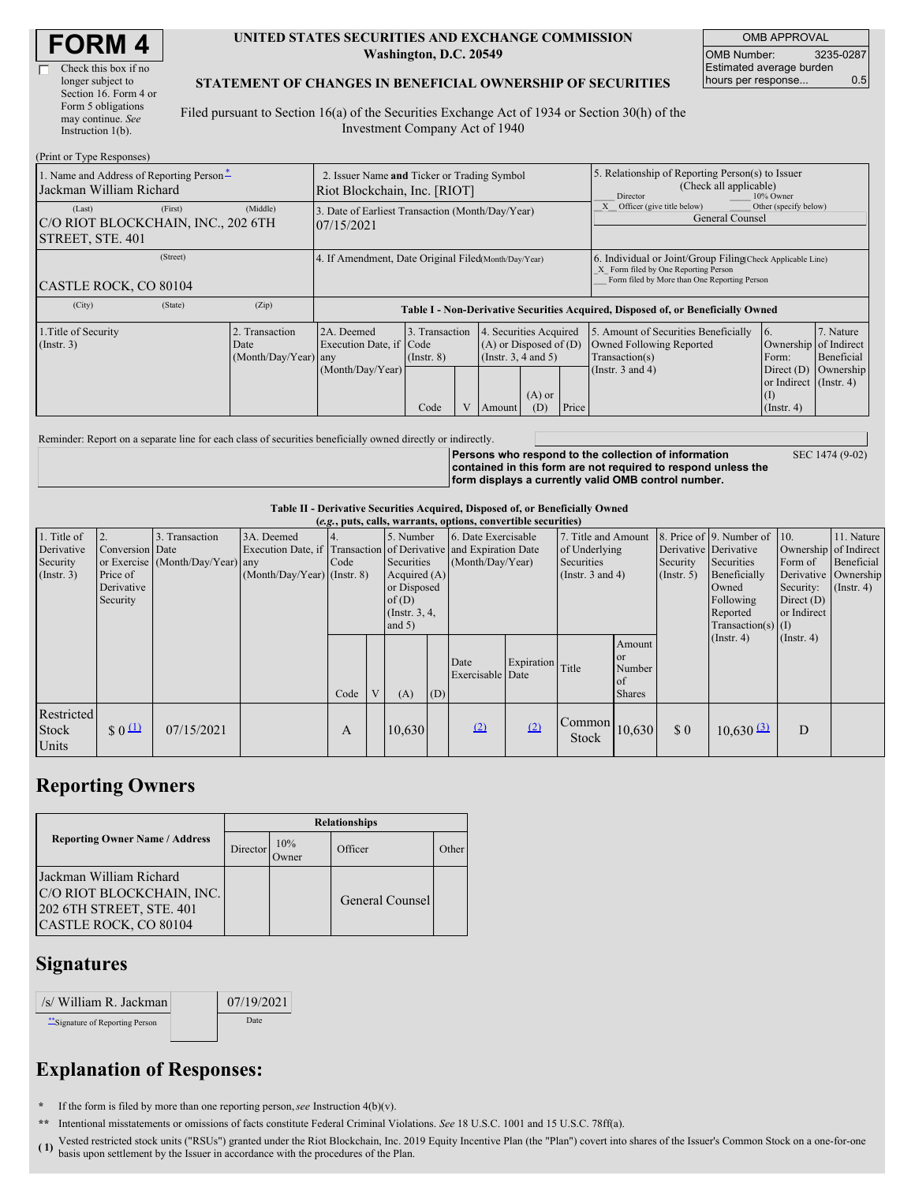# FORM 4

☐ Check this box if no longer subject to Section 16. Form 4 or Form 5 obligations may continue. *See* Instruction 1(b).

**UNITED STATES SECURITIES AND EXCHANGE COMMISSION**
**Washington, D.C. 20549**

**STATEMENT OF CHANGES IN BENEFICIAL OWNERSHIP OF SECURITIES**

Filed pursuant to Section 16(a) of the Securities Exchange Act of 1934 or Section 30(h) of the Investment Company Act of 1940

| OMB APPROVAL | |
|---|---|
| OMB Number: | 3235-0287 |
| Estimated average burden hours per response... | 0.5 |

(Print or Type Responses)

| | | |
|---|---|---|
| 1. Name and Address of Reporting Person* Jackman William Richard | 2. Issuer Name **and** Ticker or Trading Symbol Riot Blockchain, Inc. [RIOT] | 5. Relationship of Reporting Person(s) to Issuer (Check all applicable) ___ Director ___ 10% Owner _X_ Officer (give title below) ___ Other (specify below) General Counsel |
| (Last) (First) (Middle) C/O RIOT BLOCKCHAIN, INC., 202 6TH STREET, STE. 401 | 3. Date of Earliest Transaction (Month/Day/Year) 07/15/2021 | |
| (Street) CASTLE ROCK, CO 80104 | 4. If Amendment, Date Original Filed (Month/Day/Year) | 6. Individual or Joint/Group Filing (Check Applicable Line) _X_ Form filed by One Reporting Person ___ Form filed by More than One Reporting Person |
| (City) (State) (Zip) | | |

**Table I - Non-Derivative Securities Acquired, Disposed of, or Beneficially Owned**

| 1.Title of Security (Instr. 3) | 2. Transaction Date (Month/Day/Year) | 2A. Deemed Execution Date, if any (Month/Day/Year) | 3. Transaction Code (Instr. 8) | | 4. Securities Acquired (A) or Disposed of (D) (Instr. 3, 4 and 5) | | | 5. Amount of Securities Beneficially Owned Following Reported Transaction(s) (Instr. 3 and 4) | 6. Ownership Form: Direct (D) or Indirect (I) (Instr. 4) | 7. Nature of Indirect Beneficial Ownership (Instr. 4) |
|---|---|---|---|---|---|---|---|---|---|---|
| | | | Code | V | Amount | (A) or (D) | Price | | | |

Reminder: Report on a separate line for each class of securities beneficially owned directly or indirectly.

**Persons who respond to the collection of information contained in this form are not required to respond unless the form displays a currently valid OMB control number.** SEC 1474 (9-02)

**Table II - Derivative Securities Acquired, Disposed of, or Beneficially Owned**
**(*e.g.*, puts, calls, warrants, options, convertible securities)**

| 1. Title of Derivative Security (Instr. 3) | 2. Conversion or Exercise Price of Derivative Security | 3. Transaction Date (Month/Day/Year) | 3A. Deemed Execution Date, if any (Month/Day/Year) | 4. Transaction Code (Instr. 8) | | 5. Number of Derivative Securities Acquired (A) or Disposed of (D) (Instr. 3, 4, and 5) | | 6. Date Exercisable and Expiration Date (Month/Day/Year) | | 7. Title and Amount of Underlying Securities (Instr. 3 and 4) | | 8. Price of Derivative Security (Instr. 5) | 9. Number of Derivative Securities Beneficially Owned Following Reported Transaction(s) (Instr. 4) | 10. Ownership Form of Derivative Security: Direct (D) or Indirect (I) (Instr. 4) | 11. Nature of Indirect Beneficial Ownership (Instr. 4) |
|---|---|---|---|---|---|---|---|---|---|---|---|---|---|---|---|
| | | | | Code | V | (A) | (D) | Date Exercisable | Expiration Date | Title | Amount or Number of Shares | | | | |
| Restricted Stock Units | $ 0 (1) | 07/15/2021 | | A | | 10,630 | | (2) | (2) | Common Stock | 10,630 | $ 0 | 10,630 (3) | D | |

## Reporting Owners

| Reporting Owner Name / Address | Relationships | | | |
|---|---|---|---|---|
| | Director | 10% Owner | Officer | Other |
| Jackman William Richard C/O RIOT BLOCKCHAIN, INC. 202 6TH STREET, STE. 401 CASTLE ROCK, CO 80104 | | | General Counsel | |

## Signatures

| /s/ William R. Jackman | 07/19/2021 |
|---|---|
| **Signature of Reporting Person | Date |

## Explanation of Responses:

\* If the form is filed by more than one reporting person, *see* Instruction 4(b)(v).

\*\* Intentional misstatements or omissions of facts constitute Federal Criminal Violations. *See* 18 U.S.C. 1001 and 15 U.S.C. 78ff(a).

(1) Vested restricted stock units ("RSUs") granted under the Riot Blockchain, Inc. 2019 Equity Incentive Plan (the "Plan") covert into shares of the Issuer's Common Stock on a one-for-one basis upon settlement by the Issuer in accordance with the procedures of the Plan.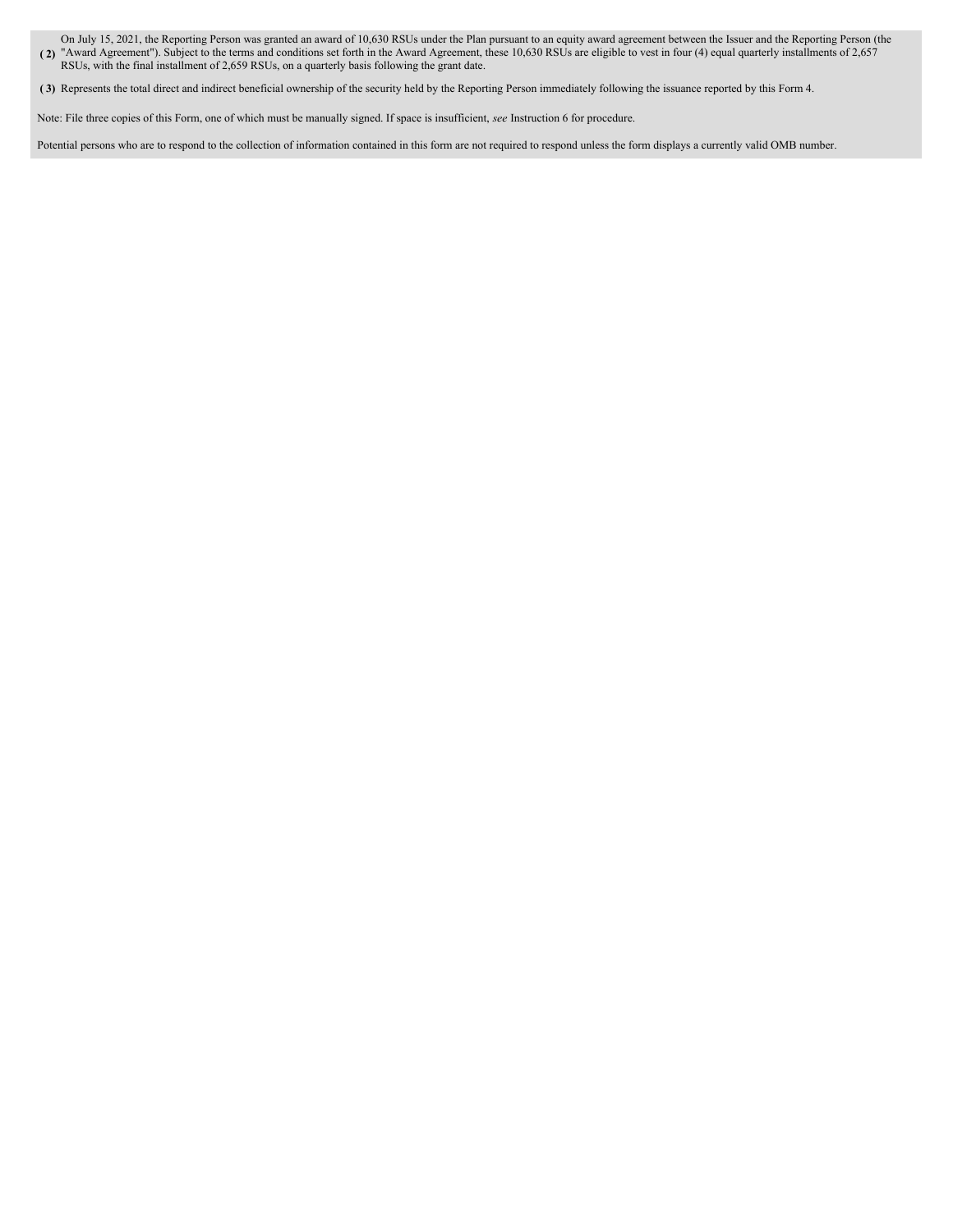**(2)** On July 15, 2021, the Reporting Person was granted an award of 10,630 RSUs under the Plan pursuant to an equity award agreement between the Issuer and the Reporting Person (the "Award Agreement"). Subject to the terms and conditions set forth in the Award Agreement, these 10,630 RSUs are eligible to vest in four (4) equal quarterly installments of 2,657 RSUs, with the final installment of 2,659 RSUs, on a quarterly basis following the grant date.

**(3)** Represents the total direct and indirect beneficial ownership of the security held by the Reporting Person immediately following the issuance reported by this Form 4.

Note: File three copies of this Form, one of which must be manually signed. If space is insufficient, *see* Instruction 6 for procedure.

Potential persons who are to respond to the collection of information contained in this form are not required to respond unless the form displays a currently valid OMB number.